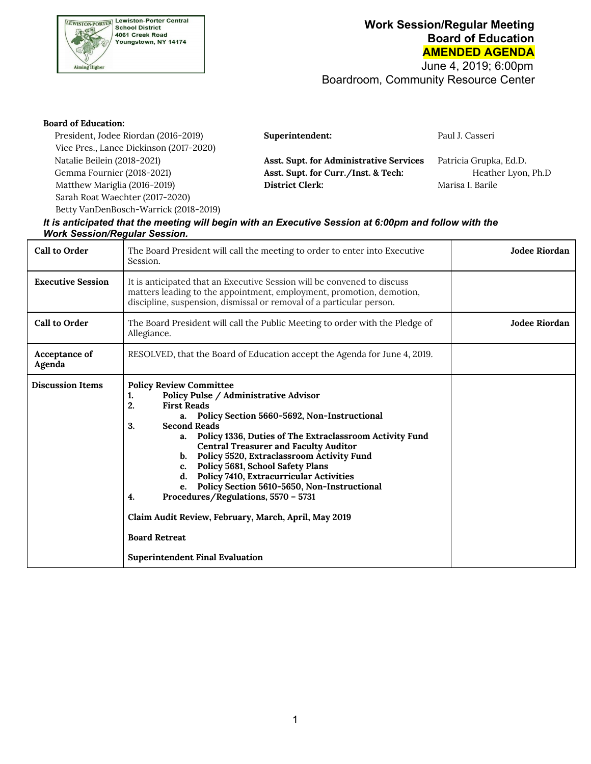Lewiston-Porter Central School District
4061 Creek Road
Youngstown, NY 14174

# Work Session/Regular Meeting
# Board of Education
# AMENDED AGENDA

June 4, 2019; 6:00pm
Boardroom, Community Resource Center

**Board of Education:**

President, Jodee Riordan (2016-2019)
Vice Pres., Lance Dickinson (2017-2020)
Natalie Beilein (2018-2021)
Gemma Fournier (2018-2021)
Matthew Mariglia (2016-2019)
Sarah Roat Waechter (2017-2020)
Betty VanDenBosch-Warrick (2018-2019)

| | |
|---|---|
| **Superintendent:** | Paul J. Casseri |
| **Asst. Supt. for Administrative Services** | Patricia Grupka, Ed.D. |
| **Asst. Supt. for Curr./Inst. & Tech:** | Heather Lyon, Ph.D |
| **District Clerk:** | Marisa I. Barile |

***It is anticipated that the meeting will begin with an Executive Session at 6:00pm and follow with the Work Session/Regular Session.***

| | | |
|---|---|---|
| **Call to Order** | The Board President will call the meeting to order to enter into Executive Session. | **Jodee Riordan** |
| **Executive Session** | It is anticipated that an Executive Session will be convened to discuss matters leading to the appointment, employment, promotion, demotion, discipline, suspension, dismissal or removal of a particular person. | |
| **Call to Order** | The Board President will call the Public Meeting to order with the Pledge of Allegiance. | **Jodee Riordan** |
| **Acceptance of Agenda** | RESOLVED, that the Board of Education accept the Agenda for June 4, 2019. | |
| **Discussion Items** | **Policy Review Committee**<br>1. **Policy Pulse / Administrative Advisor**<br>2. **First Reads**<br>a. **Policy Section 5660-5692, Non-Instructional**<br>3. **Second Reads**<br>a. **Policy 1336, Duties of The Extraclassroom Activity Fund Central Treasurer and Faculty Auditor**<br>b. **Policy 5520, Extraclassroom Activity Fund**<br>c. **Policy 5681, School Safety Plans**<br>d. **Policy 7410, Extracurricular Activities**<br>e. **Policy Section 5610-5650, Non-Instructional**<br>4. **Procedures/Regulations, 5570 – 5731**<br><br>**Claim Audit Review, February, March, April, May 2019**<br><br>**Board Retreat**<br><br>**Superintendent Final Evaluation** | |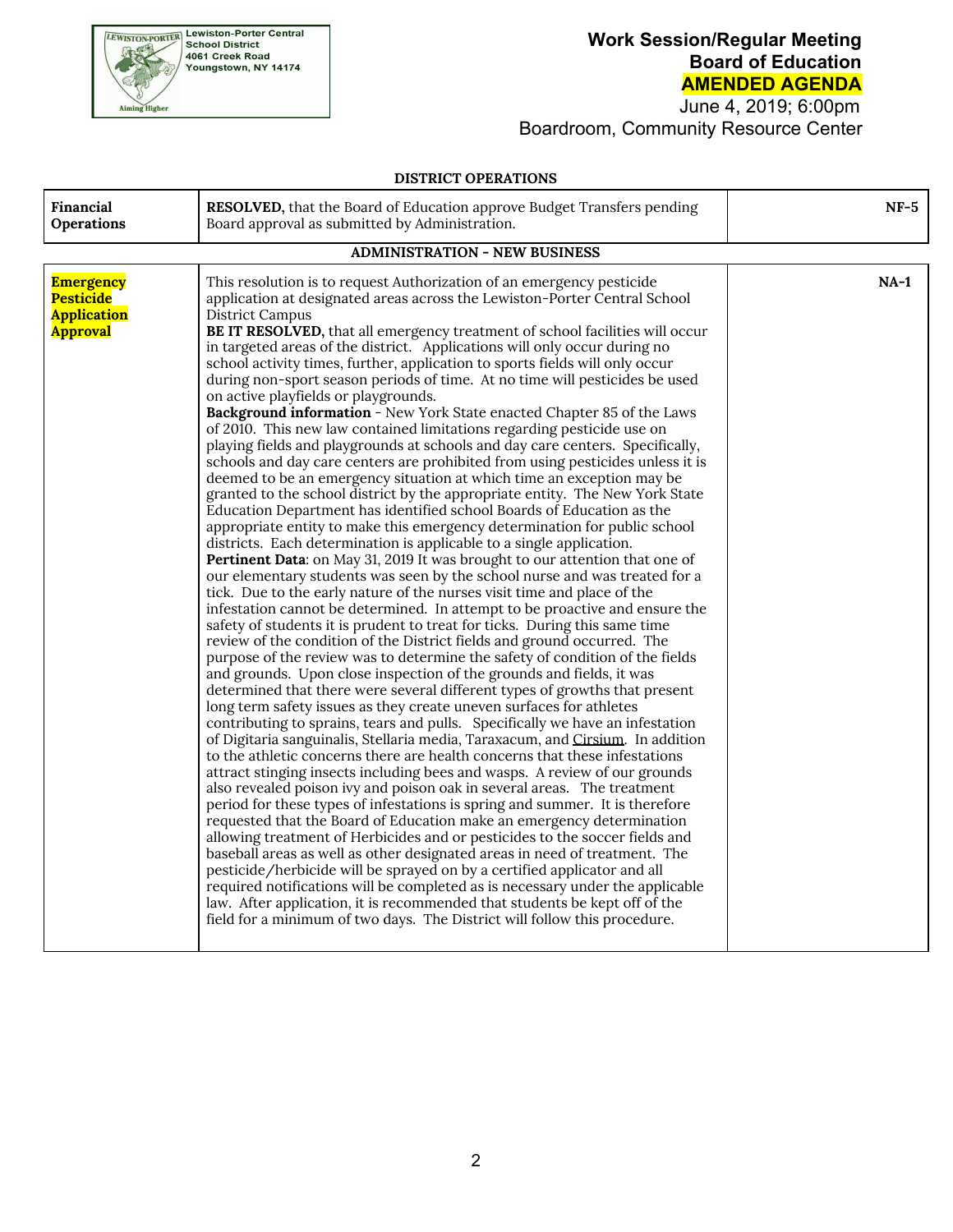**Work Session/Regular Meeting**
**Board of Education**
**AMENDED AGENDA**
June 4, 2019; 6:00pm
Boardroom, Community Resource Center

Lewiston-Porter Central School District
4061 Creek Road
Youngstown, NY 14174

### DISTRICT OPERATIONS

| Financial Operations | **RESOLVED,** that the Board of Education approve Budget Transfers pending Board approval as submitted by Administration. | NF-5 |
|---|---|---|

### ADMINISTRATION - NEW BUSINESS

| Emergency Pesticide Application Approval | This resolution is to request Authorization of an emergency pesticide application at designated areas across the Lewiston-Porter Central School District Campus<br>**BE IT RESOLVED,** that all emergency treatment of school facilities will occur in targeted areas of the district. Applications will only occur during no school activity times, further, application to sports fields will only occur during non-sport season periods of time. At no time will pesticides be used on active playfields or playgrounds.<br>**Background information** - New York State enacted Chapter 85 of the Laws of 2010. This new law contained limitations regarding pesticide use on playing fields and playgrounds at schools and day care centers. Specifically, schools and day care centers are prohibited from using pesticides unless it is deemed to be an emergency situation at which time an exception may be granted to the school district by the appropriate entity. The New York State Education Department has identified school Boards of Education as the appropriate entity to make this emergency determination for public school districts. Each determination is applicable to a single application.<br>**Pertinent Data**: on May 31, 2019 It was brought to our attention that one of our elementary students was seen by the school nurse and was treated for a tick. Due to the early nature of the nurses visit time and place of the infestation cannot be determined. In attempt to be proactive and ensure the safety of students it is prudent to treat for ticks. During this same time review of the condition of the District fields and ground occurred. The purpose of the review was to determine the safety of condition of the fields and grounds. Upon close inspection of the grounds and fields, it was determined that there were several different types of growths that present long term safety issues as they create uneven surfaces for athletes contributing to sprains, tears and pulls. Specifically we have an infestation of Digitaria sanguinalis, Stellaria media, Taraxacum, and Cirsium. In addition to the athletic concerns there are health concerns that these infestations attract stinging insects including bees and wasps. A review of our grounds also revealed poison ivy and poison oak in several areas. The treatment period for these types of infestations is spring and summer. It is therefore requested that the Board of Education make an emergency determination allowing treatment of Herbicides and or pesticides to the soccer fields and baseball areas as well as other designated areas in need of treatment. The pesticide/herbicide will be sprayed on by a certified applicator and all required notifications will be completed as is necessary under the applicable law. After application, it is recommended that students be kept off of the field for a minimum of two days. The District will follow this procedure. | NA-1 |
|---|---|---|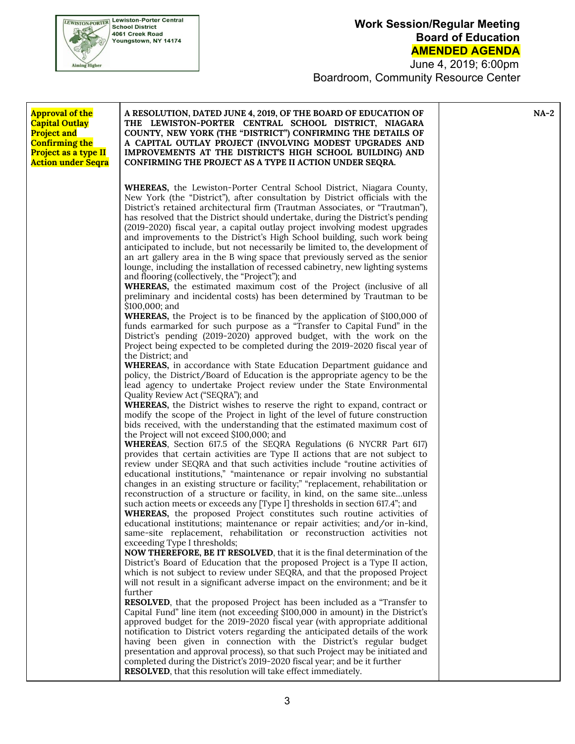**Lewiston-Porter Central School District**
4061 Creek Road
Youngstown, NY 14174

**Work Session/Regular Meeting**
**Board of Education**
**AMENDED AGENDA**
June 4, 2019; 6:00pm
Boardroom, Community Resource Center

| **Approval of the Capital Outlay Project and Confirming the Project as a type II Action under Seqra** | **A RESOLUTION, DATED JUNE 4, 2019, OF THE BOARD OF EDUCATION OF THE LEWISTON-PORTER CENTRAL SCHOOL DISTRICT, NIAGARA COUNTY, NEW YORK (THE "DISTRICT") CONFIRMING THE DETAILS OF A CAPITAL OUTLAY PROJECT (INVOLVING MODEST UPGRADES AND IMPROVEMENTS AT THE DISTRICT'S HIGH SCHOOL BUILDING) AND CONFIRMING THE PROJECT AS A TYPE II ACTION UNDER SEQRA.**<br><br>**WHEREAS,** the Lewiston-Porter Central School District, Niagara County, New York (the "District"), after consultation by District officials with the District's retained architectural firm (Trautman Associates, or "Trautman"), has resolved that the District should undertake, during the District's pending (2019-2020) fiscal year, a capital outlay project involving modest upgrades and improvements to the District's High School building, such work being anticipated to include, but not necessarily be limited to, the development of an art gallery area in the B wing space that previously served as the senior lounge, including the installation of recessed cabinetry, new lighting systems and flooring (collectively, the "Project"); and<br>**WHEREAS,** the estimated maximum cost of the Project (inclusive of all preliminary and incidental costs) has been determined by Trautman to be $100,000; and<br>**WHEREAS,** the Project is to be financed by the application of $100,000 of funds earmarked for such purpose as a "Transfer to Capital Fund" in the District's pending (2019-2020) approved budget, with the work on the Project being expected to be completed during the 2019-2020 fiscal year of the District; and<br>**WHEREAS,** in accordance with State Education Department guidance and policy, the District/Board of Education is the appropriate agency to be the lead agency to undertake Project review under the State Environmental Quality Review Act ("SEQRA"); and<br>**WHEREAS,** the District wishes to reserve the right to expand, contract or modify the scope of the Project in light of the level of future construction bids received, with the understanding that the estimated maximum cost of the Project will not exceed $100,000; and<br>**WHEREAS**, Section 617.5 of the SEQRA Regulations (6 NYCRR Part 617) provides that certain activities are Type II actions that are not subject to review under SEQRA and that such activities include "routine activities of educational institutions," "maintenance or repair involving no substantial changes in an existing structure or facility;" "replacement, rehabilitation or reconstruction of a structure or facility, in kind, on the same site…unless such action meets or exceeds any [Type I] thresholds in section 617.4"; and<br>**WHEREAS,** the proposed Project constitutes such routine activities of educational institutions; maintenance or repair activities; and/or in-kind, same-site replacement, rehabilitation or reconstruction activities not exceeding Type I thresholds;<br>**NOW THEREFORE, BE IT RESOLVED**, that it is the final determination of the District's Board of Education that the proposed Project is a Type II action, which is not subject to review under SEQRA, and that the proposed Project will not result in a significant adverse impact on the environment; and be it further<br>**RESOLVED**, that the proposed Project has been included as a "Transfer to Capital Fund" line item (not exceeding $100,000 in amount) in the District's approved budget for the 2019-2020 fiscal year (with appropriate additional notification to District voters regarding the anticipated details of the work having been given in connection with the District's regular budget presentation and approval process), so that such Project may be initiated and completed during the District's 2019-2020 fiscal year; and be it further<br>**RESOLVED**, that this resolution will take effect immediately. | | **NA-2** |
|---|---|---|---|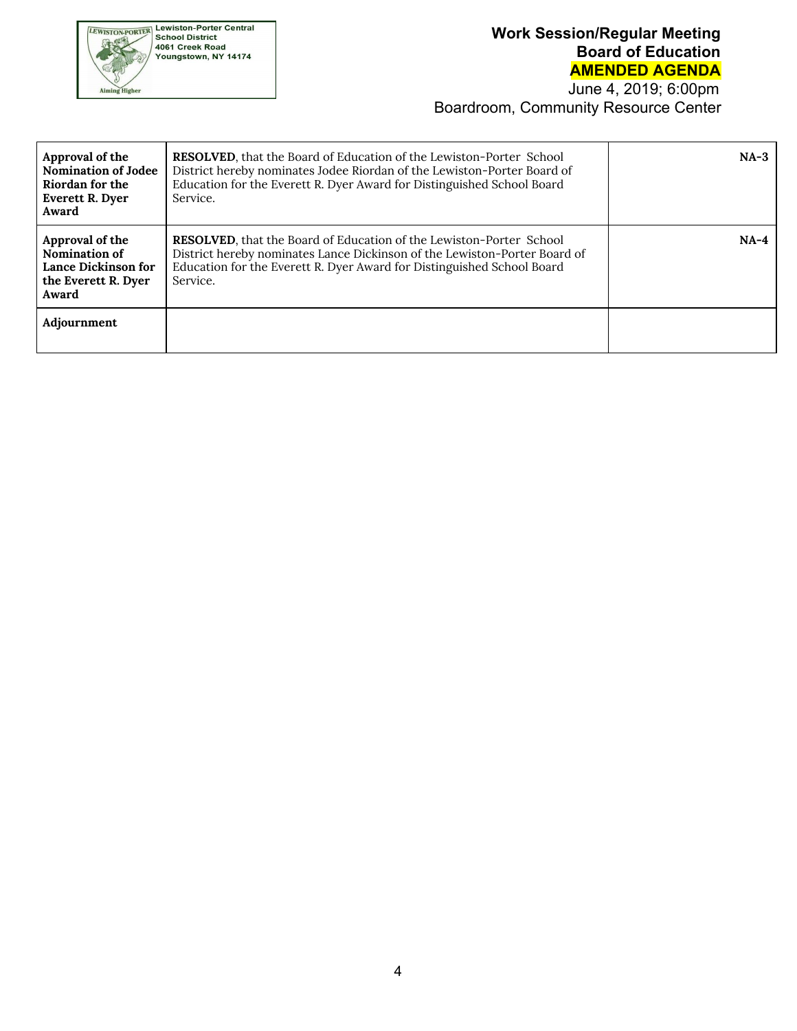Lewiston-Porter Central School District
4061 Creek Road
Youngstown, NY 14174

**Work Session/Regular Meeting**
**Board of Education**
**AMENDED AGENDA**
June 4, 2019; 6:00pm
Boardroom, Community Resource Center

| | | |
|---|---|---|
| **Approval of the Nomination of Jodee Riordan for the Everett R. Dyer Award** | **RESOLVED**, that the Board of Education of the Lewiston-Porter School District hereby nominates Jodee Riordan of the Lewiston-Porter Board of Education for the Everett R. Dyer Award for Distinguished School Board Service. | **NA-3** |
| **Approval of the Nomination of Lance Dickinson for the Everett R. Dyer Award** | **RESOLVED**, that the Board of Education of the Lewiston-Porter School District hereby nominates Lance Dickinson of the Lewiston-Porter Board of Education for the Everett R. Dyer Award for Distinguished School Board Service. | **NA-4** |
| **Adjournment** | | |